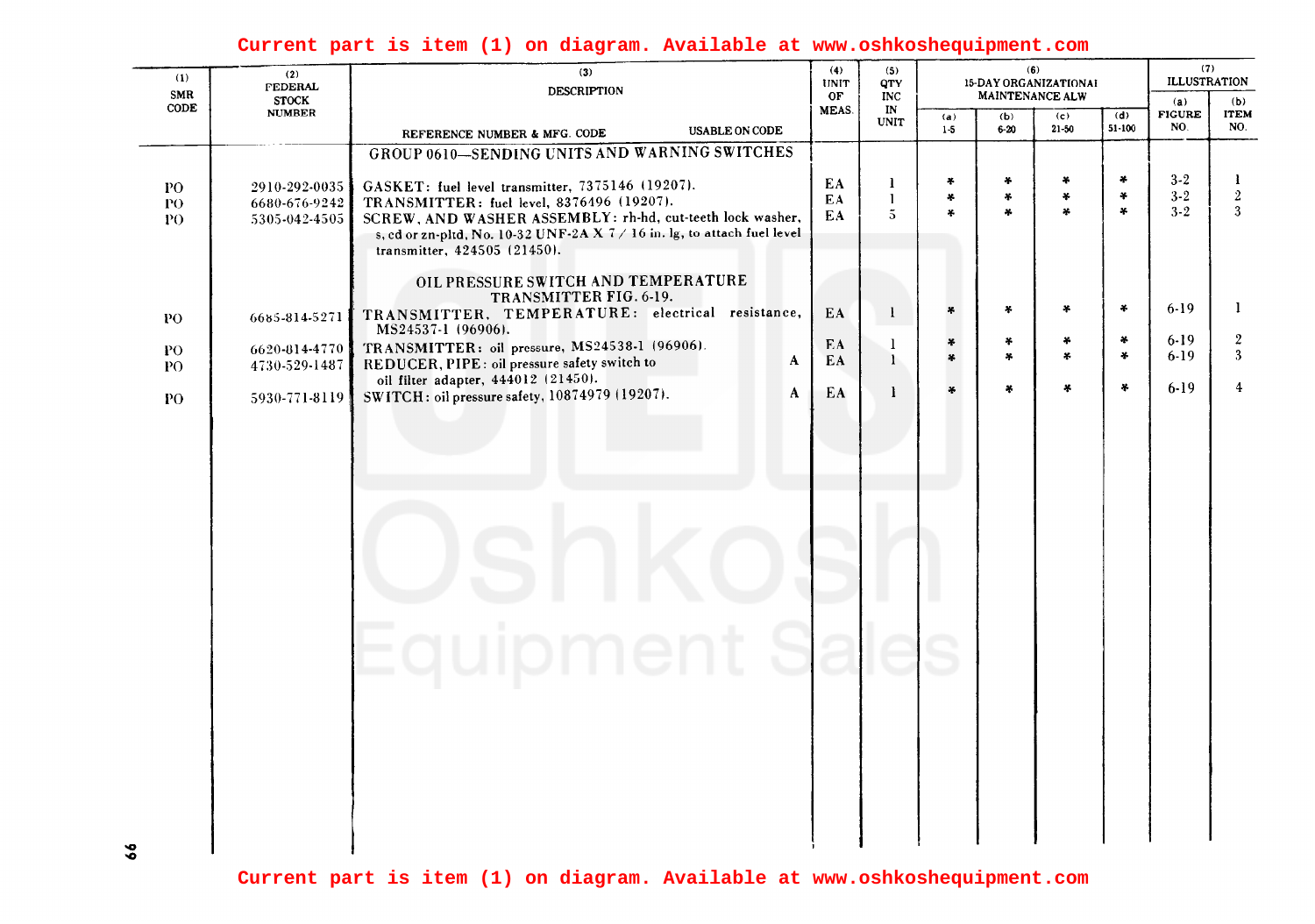Current part is item (1) on diagram. Available at www.oshkoshequipment.com

| (1) SMR CODE | (2) FEDERAL STOCK NUMBER | (3) DESCRIPTION REFERENCE NUMBER & MFG. CODE | USABLE ON CODE | (4) UNIT OF MEAS. | (5) QTY INC IN UNIT | (6) 15-DAY ORGANIZATIONAL MAINTENANCE ALW (a) 1-5 | (b) 6-20 | (c) 21-50 | (d) 51-100 | (7) ILLUSTRATION (a) FIGURE NO. | (b) ITEM NO. |
|---|---|---|---|---|---|---|---|---|---|---|---|
| | | GROUP 0610—SENDING UNITS AND WARNING SWITCHES | | | | | | | | | |
| PO | 2910-292-0035 | GASKET: fuel level transmitter, 7375146 (19207). | | EA | 1 | * | * | * | * | 3-2 | 1 |
| PO | 6680-676-9242 | TRANSMITTER: fuel level, 8376496 (19207). | | EA | 1 | * | * | * | * | 3-2 | 2 |
| PO | 5305-042-4505 | SCREW, AND WASHER ASSEMBLY: rh-hd, cut-teeth lock washer, s, cd or zn-pltd, No. 10-32 UNF-2A X 7/16 in. lg, to attach fuel level transmitter, 424505 (21450). | | EA | 5 | * | * | * | * | 3-2 | 3 |
| | | OIL PRESSURE SWITCH AND TEMPERATURE TRANSMITTER FIG. 6-19. | | | | | | | | | |
| PO | 6685-814-5271 | TRANSMITTER, TEMPERATURE: electrical resistance, MS24537-1 (96906). | | EA | 1 | * | * | * | * | 6-19 | 1 |
| PO | 6620-814-4770 | TRANSMITTER: oil pressure, MS24538-1 (96906). | | EA | 1 | * | * | * | * | 6-19 | 2 |
| PO | 4730-529-1487 | REDUCER, PIPE: oil pressure safety switch to oil filter adapter, 444012 (21450). | A | EA | 1 | * | * | * | * | 6-19 | 3 |
| PO | 5930-771-8119 | SWITCH: oil pressure safety, 10874979 (19207). | A | EA | 1 | * | * | * | * | 6-19 | 4 |

Current part is item (1) on diagram. Available at www.oshkoshequipment.com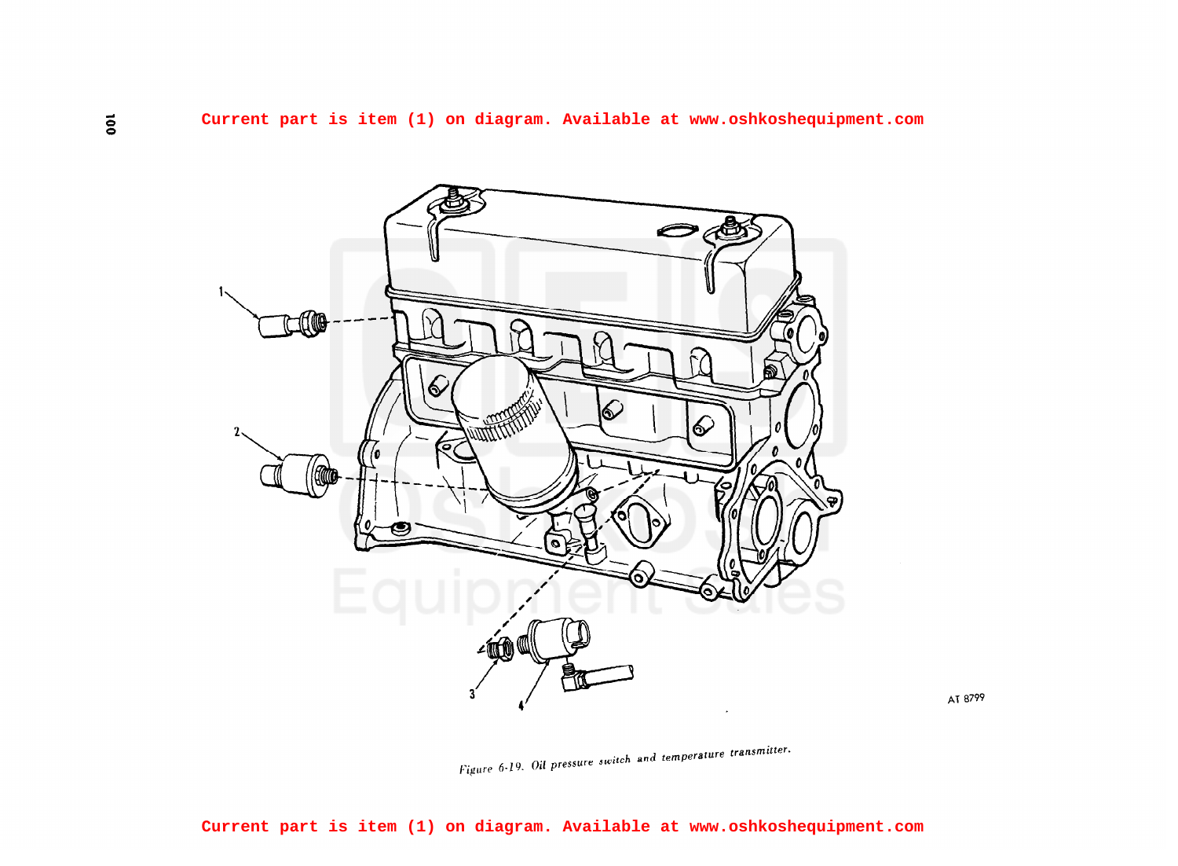Current part is item (1) on diagram. Available at www.oshkoshequipment.com

1

2

3

4

AT 8799

Figure 6-19. Oil pressure switch and temperature transmitter.

Current part is item (1) on diagram. Available at www.oshkoshequipment.com